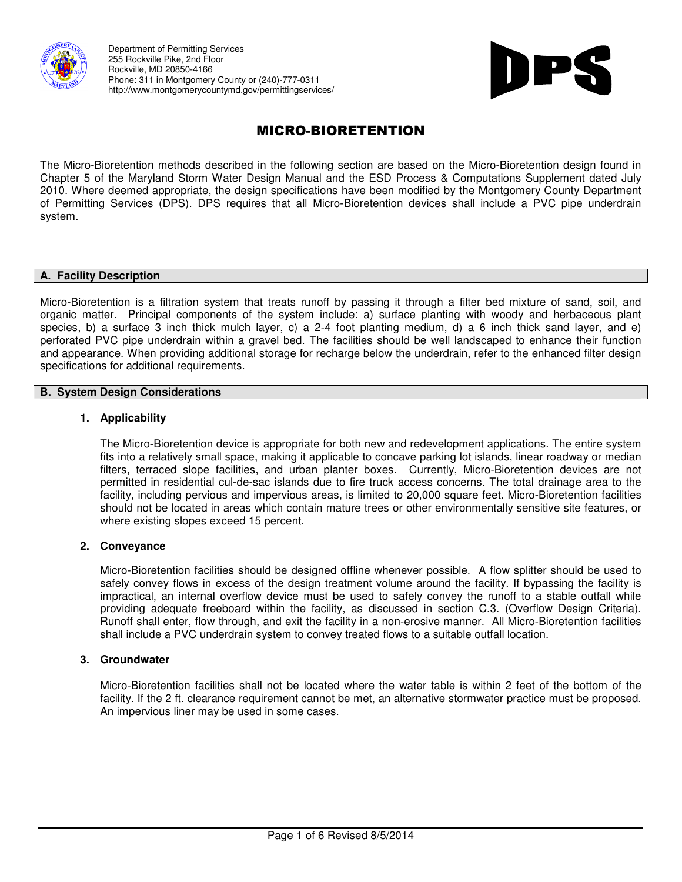Department of Permitting Services
255 Rockville Pike, 2nd Floor
Rockville, MD 20850-4166
Phone: 311 in Montgomery County or (240)-777-0311
http://www.montgomerycountymd.gov/permittingservices/

DPS

# MICRO-BIORETENTION

The Micro-Bioretention methods described in the following section are based on the Micro-Bioretention design found in Chapter 5 of the Maryland Storm Water Design Manual and the ESD Process & Computations Supplement dated July 2010. Where deemed appropriate, the design specifications have been modified by the Montgomery County Department of Permitting Services (DPS). DPS requires that all Micro-Bioretention devices shall include a PVC pipe underdrain system.

## A. Facility Description

Micro-Bioretention is a filtration system that treats runoff by passing it through a filter bed mixture of sand, soil, and organic matter. Principal components of the system include: a) surface planting with woody and herbaceous plant species, b) a surface 3 inch thick mulch layer, c) a 2-4 foot planting medium, d) a 6 inch thick sand layer, and e) perforated PVC pipe underdrain within a gravel bed. The facilities should be well landscaped to enhance their function and appearance. When providing additional storage for recharge below the underdrain, refer to the enhanced filter design specifications for additional requirements.

## B. System Design Considerations

### 1. Applicability

The Micro-Bioretention device is appropriate for both new and redevelopment applications. The entire system fits into a relatively small space, making it applicable to concave parking lot islands, linear roadway or median filters, terraced slope facilities, and urban planter boxes. Currently, Micro-Bioretention devices are not permitted in residential cul-de-sac islands due to fire truck access concerns. The total drainage area to the facility, including pervious and impervious areas, is limited to 20,000 square feet. Micro-Bioretention facilities should not be located in areas which contain mature trees or other environmentally sensitive site features, or where existing slopes exceed 15 percent.

### 2. Conveyance

Micro-Bioretention facilities should be designed offline whenever possible. A flow splitter should be used to safely convey flows in excess of the design treatment volume around the facility. If bypassing the facility is impractical, an internal overflow device must be used to safely convey the runoff to a stable outfall while providing adequate freeboard within the facility, as discussed in section C.3. (Overflow Design Criteria). Runoff shall enter, flow through, and exit the facility in a non-erosive manner. All Micro-Bioretention facilities shall include a PVC underdrain system to convey treated flows to a suitable outfall location.

### 3. Groundwater

Micro-Bioretention facilities shall not be located where the water table is within 2 feet of the bottom of the facility. If the 2 ft. clearance requirement cannot be met, an alternative stormwater practice must be proposed. An impervious liner may be used in some cases.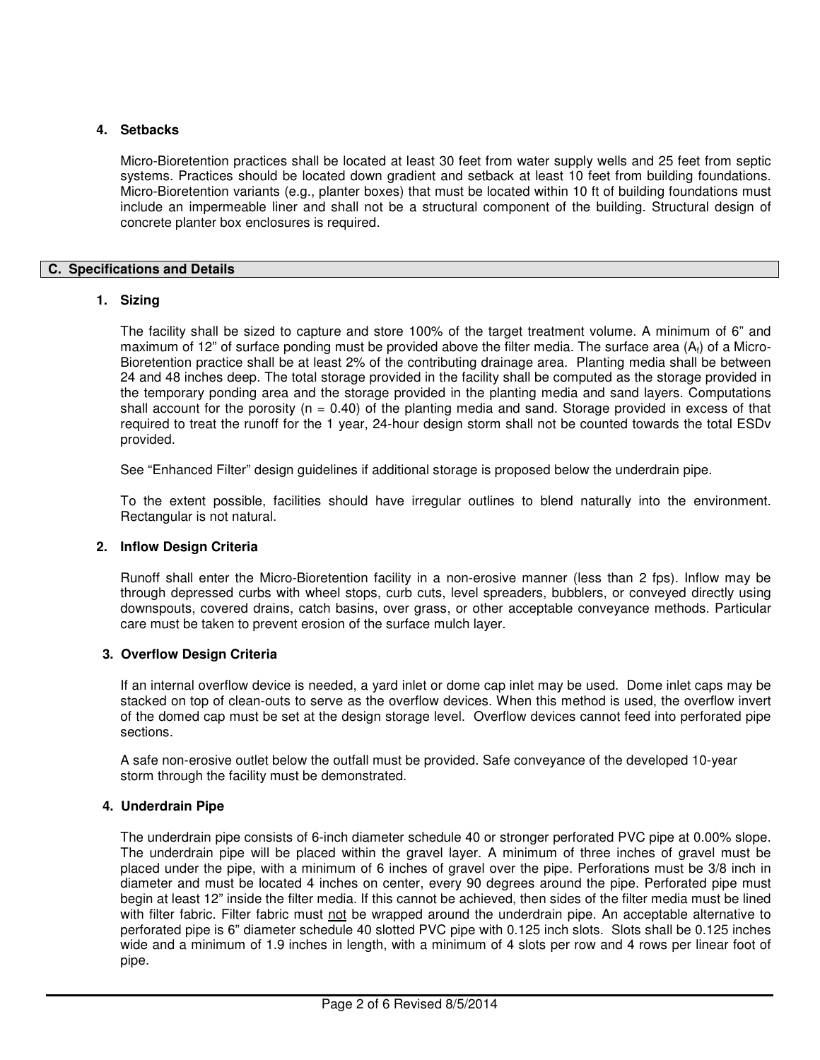### 4. Setbacks

Micro-Bioretention practices shall be located at least 30 feet from water supply wells and 25 feet from septic systems. Practices should be located down gradient and setback at least 10 feet from building foundations. Micro-Bioretention variants (e.g., planter boxes) that must be located within 10 ft of building foundations must include an impermeable liner and shall not be a structural component of the building. Structural design of concrete planter box enclosures is required.

## C. Specifications and Details

### 1. Sizing

The facility shall be sized to capture and store 100% of the target treatment volume. A minimum of 6" and maximum of 12" of surface ponding must be provided above the filter media. The surface area ($A_f$) of a Micro-Bioretention practice shall be at least 2% of the contributing drainage area. Planting media shall be between 24 and 48 inches deep. The total storage provided in the facility shall be computed as the storage provided in the temporary ponding area and the storage provided in the planting media and sand layers. Computations shall account for the porosity ($n = 0.40$) of the planting media and sand. Storage provided in excess of that required to treat the runoff for the 1 year, 24-hour design storm shall not be counted towards the total ESDv provided.

See "Enhanced Filter" design guidelines if additional storage is proposed below the underdrain pipe.

To the extent possible, facilities should have irregular outlines to blend naturally into the environment. Rectangular is not natural.

### 2. Inflow Design Criteria

Runoff shall enter the Micro-Bioretention facility in a non-erosive manner (less than 2 fps). Inflow may be through depressed curbs with wheel stops, curb cuts, level spreaders, bubblers, or conveyed directly using downspouts, covered drains, catch basins, over grass, or other acceptable conveyance methods. Particular care must be taken to prevent erosion of the surface mulch layer.

### 3. Overflow Design Criteria

If an internal overflow device is needed, a yard inlet or dome cap inlet may be used. Dome inlet caps may be stacked on top of clean-outs to serve as the overflow devices. When this method is used, the overflow invert of the domed cap must be set at the design storage level. Overflow devices cannot feed into perforated pipe sections.

A safe non-erosive outlet below the outfall must be provided. Safe conveyance of the developed 10-year storm through the facility must be demonstrated.

### 4. Underdrain Pipe

The underdrain pipe consists of 6-inch diameter schedule 40 or stronger perforated PVC pipe at 0.00% slope. The underdrain pipe will be placed within the gravel layer. A minimum of three inches of gravel must be placed under the pipe, with a minimum of 6 inches of gravel over the pipe. Perforations must be 3/8 inch in diameter and must be located 4 inches on center, every 90 degrees around the pipe. Perforated pipe must begin at least 12" inside the filter media. If this cannot be achieved, then sides of the filter media must be lined with filter fabric. Filter fabric must <u>not</u> be wrapped around the underdrain pipe. An acceptable alternative to perforated pipe is 6" diameter schedule 40 slotted PVC pipe with 0.125 inch slots. Slots shall be 0.125 inches wide and a minimum of 1.9 inches in length, with a minimum of 4 slots per row and 4 rows per linear foot of pipe.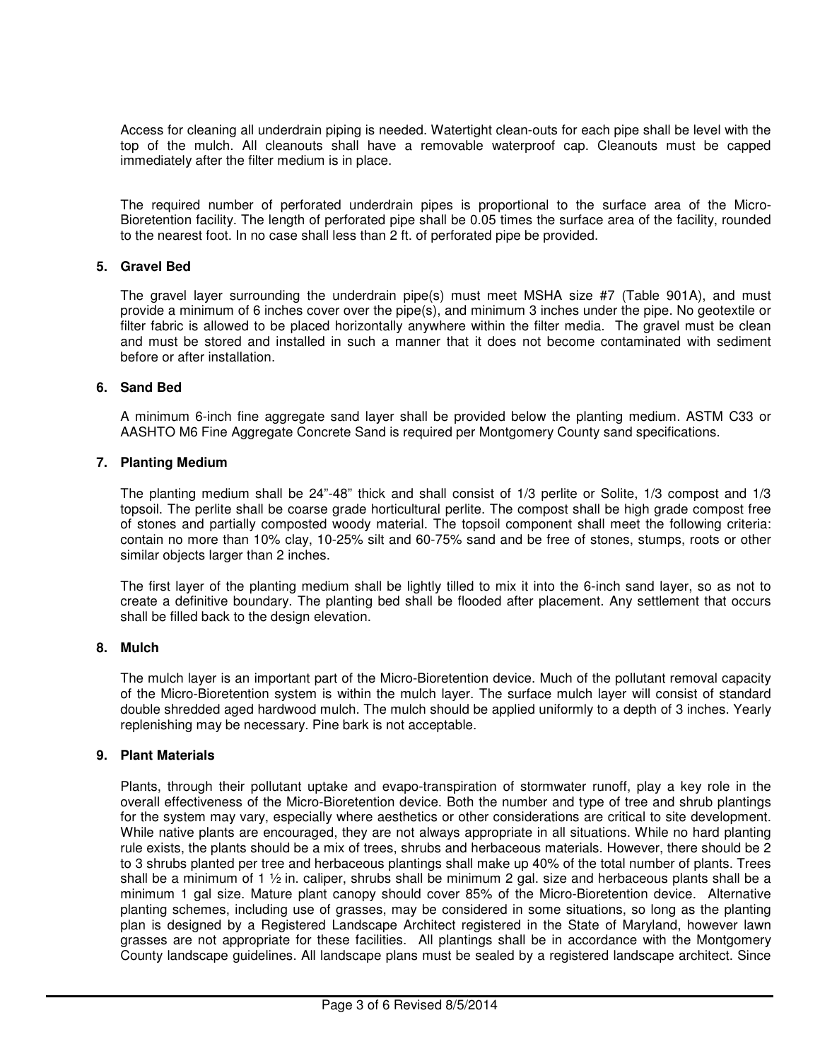Access for cleaning all underdrain piping is needed. Watertight clean-outs for each pipe shall be level with the top of the mulch. All cleanouts shall have a removable waterproof cap. Cleanouts must be capped immediately after the filter medium is in place.

The required number of perforated underdrain pipes is proportional to the surface area of the Micro-Bioretention facility. The length of perforated pipe shall be 0.05 times the surface area of the facility, rounded to the nearest foot. In no case shall less than 2 ft. of perforated pipe be provided.

**5. Gravel Bed**

The gravel layer surrounding the underdrain pipe(s) must meet MSHA size #7 (Table 901A), and must provide a minimum of 6 inches cover over the pipe(s), and minimum 3 inches under the pipe. No geotextile or filter fabric is allowed to be placed horizontally anywhere within the filter media. The gravel must be clean and must be stored and installed in such a manner that it does not become contaminated with sediment before or after installation.

**6. Sand Bed**

A minimum 6-inch fine aggregate sand layer shall be provided below the planting medium. ASTM C33 or AASHTO M6 Fine Aggregate Concrete Sand is required per Montgomery County sand specifications.

**7. Planting Medium**

The planting medium shall be 24"-48" thick and shall consist of 1/3 perlite or Solite, 1/3 compost and 1/3 topsoil. The perlite shall be coarse grade horticultural perlite. The compost shall be high grade compost free of stones and partially composted woody material. The topsoil component shall meet the following criteria: contain no more than 10% clay, 10-25% silt and 60-75% sand and be free of stones, stumps, roots or other similar objects larger than 2 inches.

The first layer of the planting medium shall be lightly tilled to mix it into the 6-inch sand layer, so as not to create a definitive boundary. The planting bed shall be flooded after placement. Any settlement that occurs shall be filled back to the design elevation.

**8. Mulch**

The mulch layer is an important part of the Micro-Bioretention device. Much of the pollutant removal capacity of the Micro-Bioretention system is within the mulch layer. The surface mulch layer will consist of standard double shredded aged hardwood mulch. The mulch should be applied uniformly to a depth of 3 inches. Yearly replenishing may be necessary. Pine bark is not acceptable.

**9. Plant Materials**

Plants, through their pollutant uptake and evapo-transpiration of stormwater runoff, play a key role in the overall effectiveness of the Micro-Bioretention device. Both the number and type of tree and shrub plantings for the system may vary, especially where aesthetics or other considerations are critical to site development. While native plants are encouraged, they are not always appropriate in all situations. While no hard planting rule exists, the plants should be a mix of trees, shrubs and herbaceous materials. However, there should be 2 to 3 shrubs planted per tree and herbaceous plantings shall make up 40% of the total number of plants. Trees shall be a minimum of 1 ½ in. caliper, shrubs shall be minimum 2 gal. size and herbaceous plants shall be a minimum 1 gal size. Mature plant canopy should cover 85% of the Micro-Bioretention device. Alternative planting schemes, including use of grasses, may be considered in some situations, so long as the planting plan is designed by a Registered Landscape Architect registered in the State of Maryland, however lawn grasses are not appropriate for these facilities. All plantings shall be in accordance with the Montgomery County landscape guidelines. All landscape plans must be sealed by a registered landscape architect. Since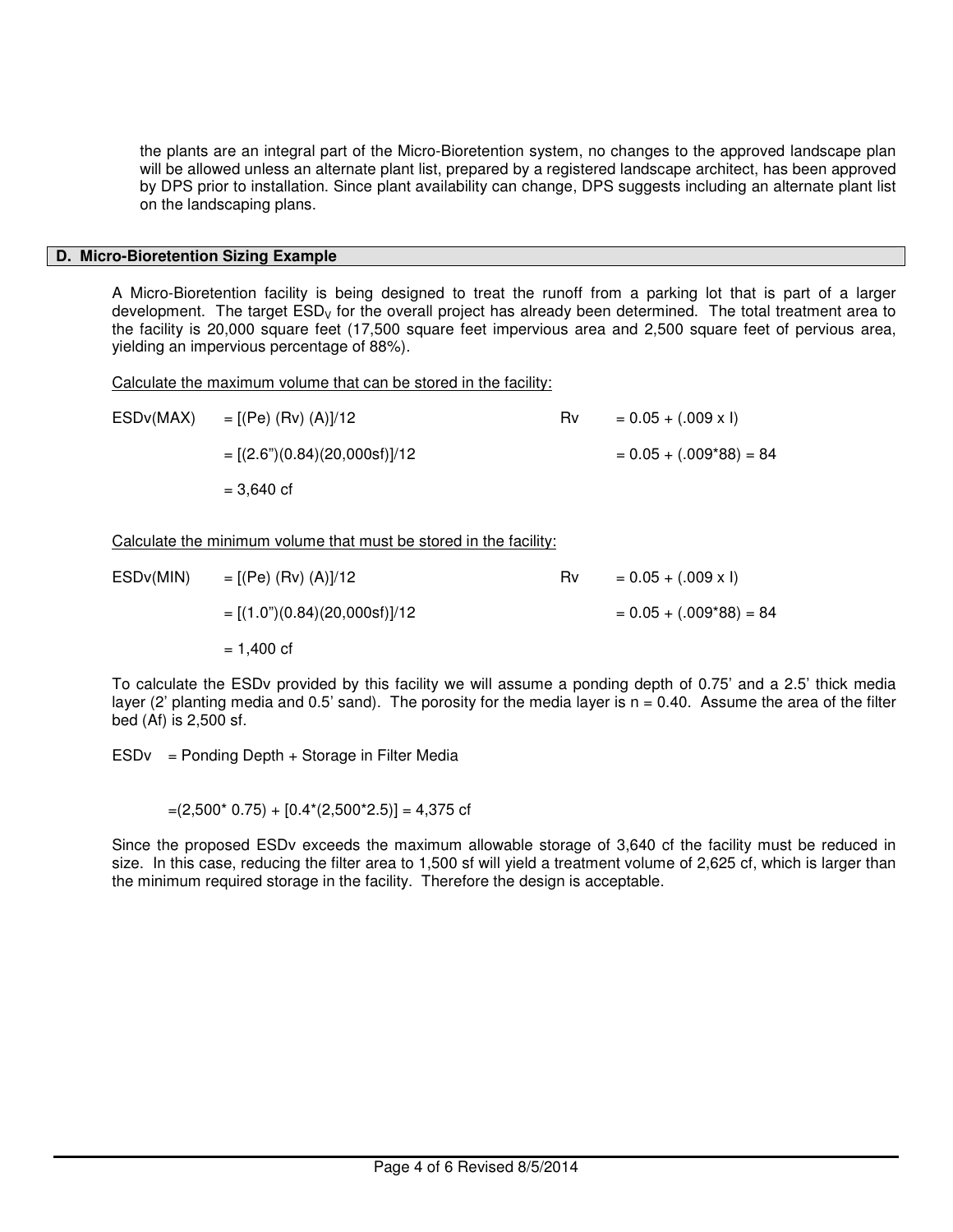the plants are an integral part of the Micro-Bioretention system, no changes to the approved landscape plan will be allowed unless an alternate plant list, prepared by a registered landscape architect, has been approved by DPS prior to installation. Since plant availability can change, DPS suggests including an alternate plant list on the landscaping plans.

## D. Micro-Bioretention Sizing Example

A Micro-Bioretention facility is being designed to treat the runoff from a parking lot that is part of a larger development. The target $ESD_V$ for the overall project has already been determined. The total treatment area to the facility is 20,000 square feet (17,500 square feet impervious area and 2,500 square feet of pervious area, yielding an impervious percentage of 88%).

<u>Calculate the maximum volume that can be stored in the facility:</u>

ESDv(MAX) = [(Pe) (Rv) (A)]/12  Rv = 0.05 + (.009 x I)

= [(2.6")(0.84)(20,000sf)]/12  = 0.05 + (.009*88) = 84

= 3,640 cf

<u>Calculate the minimum volume that must be stored in the facility:</u>

ESDv(MIN) = [(Pe) (Rv) (A)]/12  Rv = 0.05 + (.009 x I)

= [(1.0")(0.84)(20,000sf)]/12  = 0.05 + (.009*88) = 84

= 1,400 cf

To calculate the ESDv provided by this facility we will assume a ponding depth of 0.75' and a 2.5' thick media layer (2' planting media and 0.5' sand). The porosity for the media layer is n = 0.40. Assume the area of the filter bed (Af) is 2,500 sf.

ESDv = Ponding Depth + Storage in Filter Media

=(2,500* 0.75) + [0.4*(2,500*2.5)] = 4,375 cf

Since the proposed ESDv exceeds the maximum allowable storage of 3,640 cf the facility must be reduced in size. In this case, reducing the filter area to 1,500 sf will yield a treatment volume of 2,625 cf, which is larger than the minimum required storage in the facility. Therefore the design is acceptable.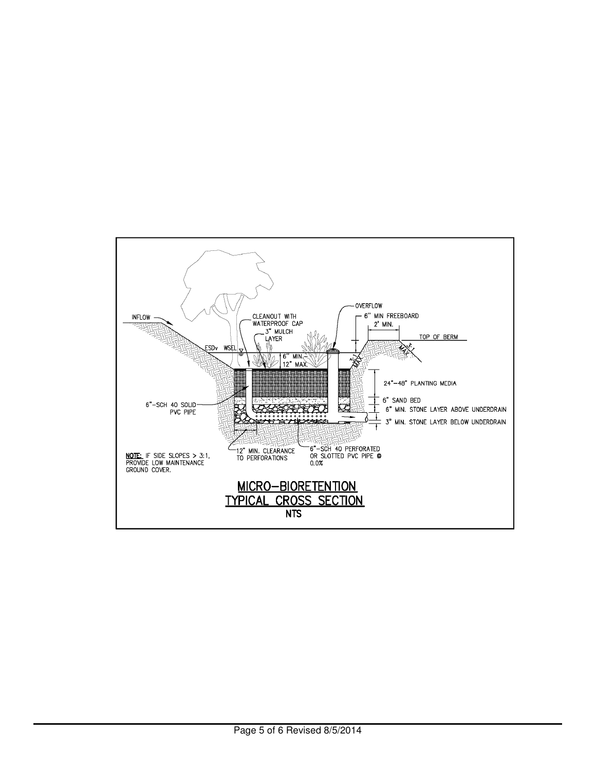INFLOW

CLEANOUT WITH WATERPROOF CAP

3" MULCH LAYER

OVERFLOW

6" MIN FREEBOARD

2' MIN.

TOP OF BERM

3:1 MAX.

ESDv WSEL

6" MIN. 12" MAX.

24"–48" PLANTING MEDIA

6" SAND BED

6" MIN. STONE LAYER ABOVE UNDERDRAIN

3" MIN. STONE LAYER BELOW UNDERDRAIN

6"-SCH 40 SOLID PVC PIPE

12" MIN. CLEARANCE TO PERFORATIONS

6"-SCH 40 PERFORATED OR SLOTTED PVC PIPE @ 0.0%

**NOTE:** IF SIDE SLOPES > 3:1, PROVIDE LOW MAINTENANCE GROUND COVER.

# MICRO-BIORETENTION TYPICAL CROSS SECTION

NTS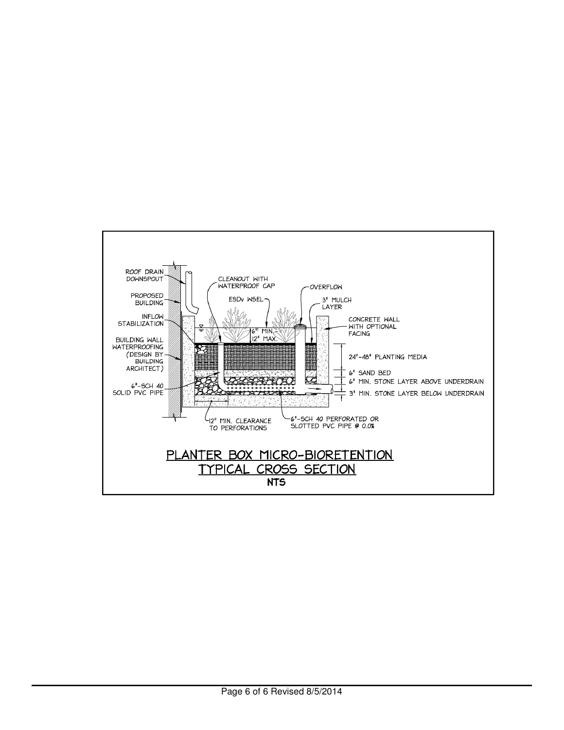ROOF DRAIN DOWNSPOUT

PROPOSED BUILDING

INFLOW STABILIZATION

BUILDING WALL WATERPROOFING (DESIGN BY BUILDING ARCHITECT)

6"-SCH 40 SOLID PVC PIPE

CLEANOUT WITH WATERPROOF CAP

ESDv WSEL

OVERFLOW

3" MULCH LAYER

CONCRETE WALL WITH OPTIONAL FACING

6" MIN. 12" MAX.

24"-48" PLANTING MEDIA

6" SAND BED

6" MIN. STONE LAYER ABOVE UNDERDRAIN

3" MIN. STONE LAYER BELOW UNDERDRAIN

12" MIN. CLEARANCE TO PERFORATIONS

6"-SCH 40 PERFORATED OR SLOTTED PVC PIPE @ 0.0%

PLANTER BOX MICRO-BIORETENTION TYPICAL CROSS SECTION

**NTS**